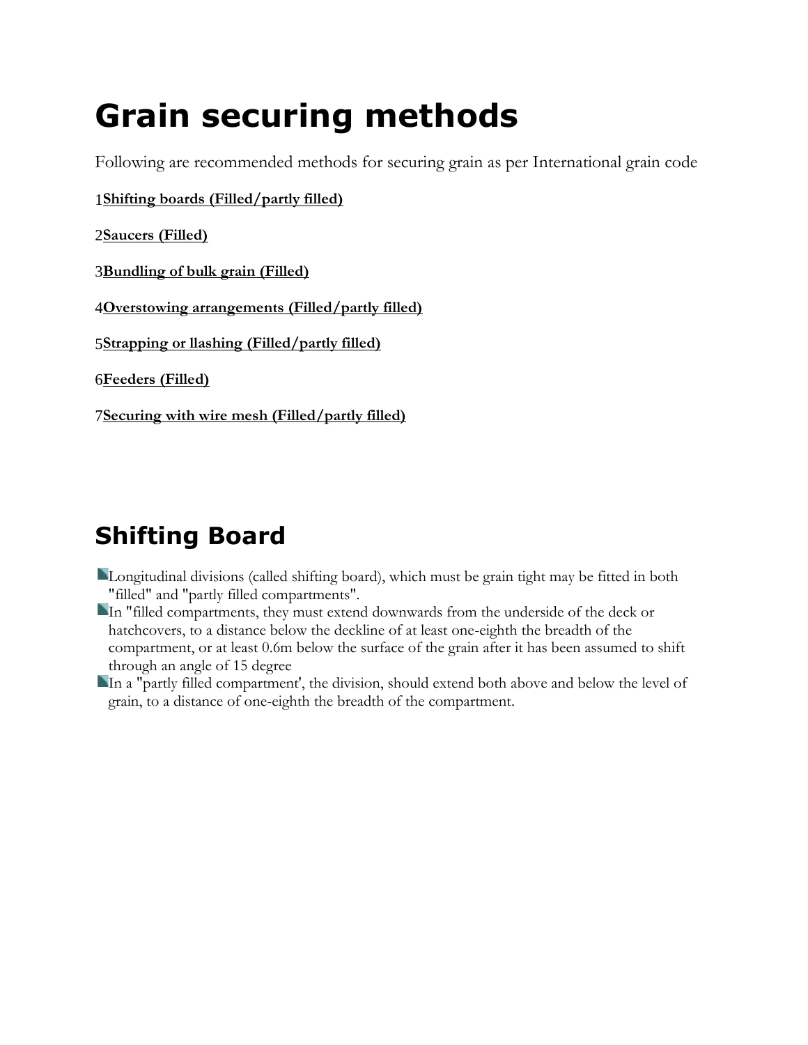# Grain securing methods

Following are recommended methods for securing grain as per International grain code

1**Shifting boards (Filled/partly filled)**

2**Saucers (Filled)**

3**Bundling of bulk grain (Filled)**

4**Overstowing arrangements (Filled/partly filled)**

5**Strapping or llashing (Filled/partly filled)**

6**Feeders (Filled)**

7**Securing with wire mesh (Filled/partly filled)**

## Shifting Board

- Longitudinal divisions (called shifting board), which must be grain tight may be fitted in both "filled" and "partly filled compartments".
- In "filled compartments, they must extend downwards from the underside of the deck or hatchcovers, to a distance below the deckline of at least one-eighth the breadth of the compartment, or at least 0.6m below the surface of the grain after it has been assumed to shift through an angle of 15 degree
- In a "partly filled compartment', the division, should extend both above and below the level of grain, to a distance of one-eighth the breadth of the compartment.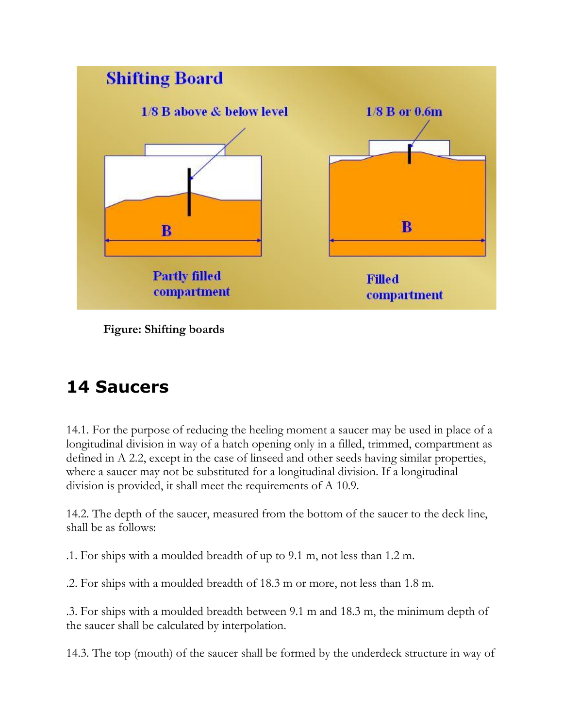**Figure: Shifting boards**

## 14 Saucers

14.1. For the purpose of reducing the heeling moment a saucer may be used in place of a longitudinal division in way of a hatch opening only in a filled, trimmed, compartment as defined in A 2.2, except in the case of linseed and other seeds having similar properties, where a saucer may not be substituted for a longitudinal division. If a longitudinal division is provided, it shall meet the requirements of A 10.9.

14.2. The depth of the saucer, measured from the bottom of the saucer to the deck line, shall be as follows:

.1. For ships with a moulded breadth of up to 9.1 m, not less than 1.2 m.

.2. For ships with a moulded breadth of 18.3 m or more, not less than 1.8 m.

.3. For ships with a moulded breadth between 9.1 m and 18.3 m, the minimum depth of the saucer shall be calculated by interpolation.

14.3. The top (mouth) of the saucer shall be formed by the underdeck structure in way of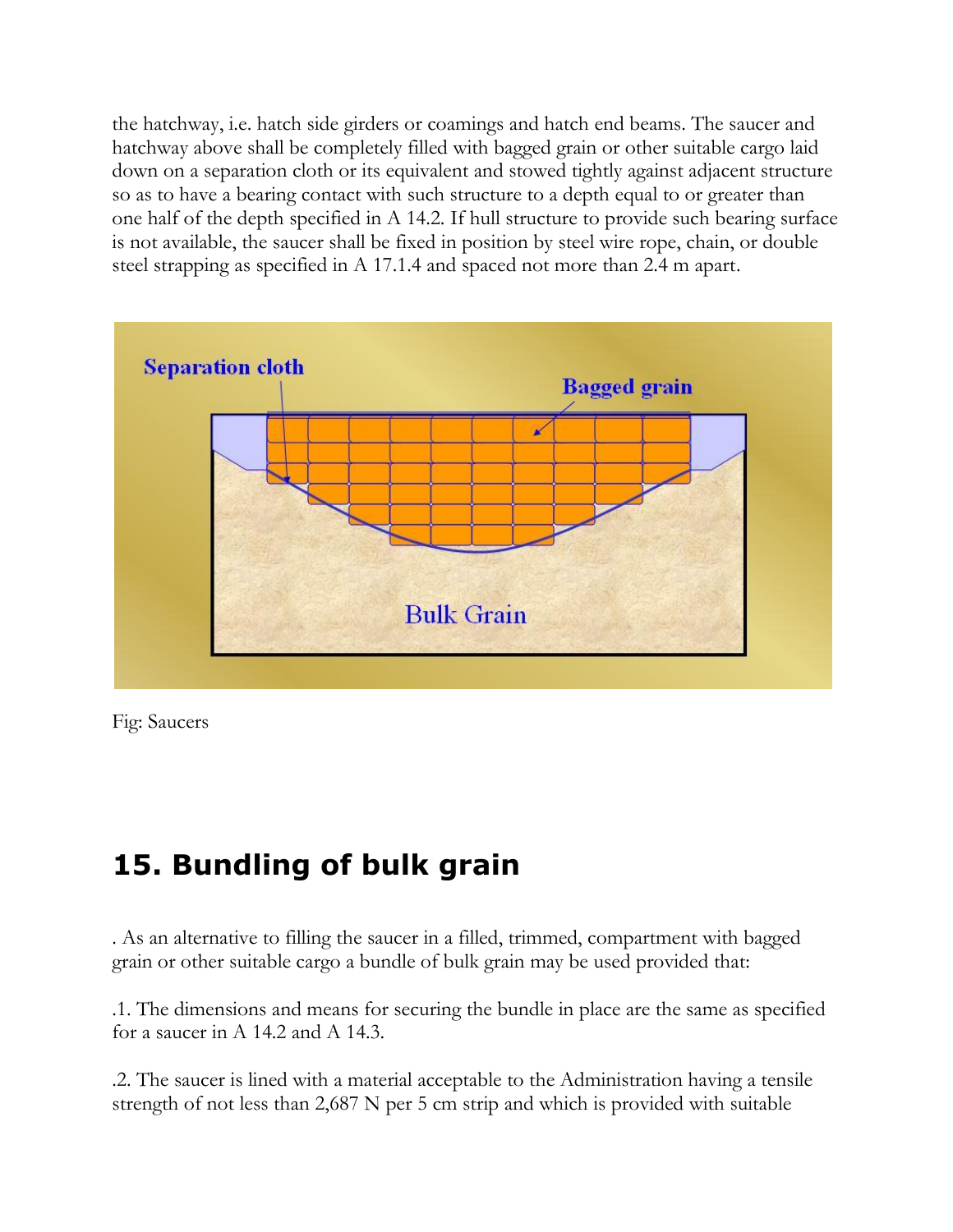the hatchway, i.e. hatch side girders or coamings and hatch end beams. The saucer and hatchway above shall be completely filled with bagged grain or other suitable cargo laid down on a separation cloth or its equivalent and stowed tightly against adjacent structure so as to have a bearing contact with such structure to a depth equal to or greater than one half of the depth specified in A 14.2. If hull structure to provide such bearing surface is not available, the saucer shall be fixed in position by steel wire rope, chain, or double steel strapping as specified in A 17.1.4 and spaced not more than 2.4 m apart.

Fig: Saucers

## 15. Bundling of bulk grain

. As an alternative to filling the saucer in a filled, trimmed, compartment with bagged grain or other suitable cargo a bundle of bulk grain may be used provided that:

.1. The dimensions and means for securing the bundle in place are the same as specified for a saucer in A 14.2 and A 14.3.

.2. The saucer is lined with a material acceptable to the Administration having a tensile strength of not less than 2,687 N per 5 cm strip and which is provided with suitable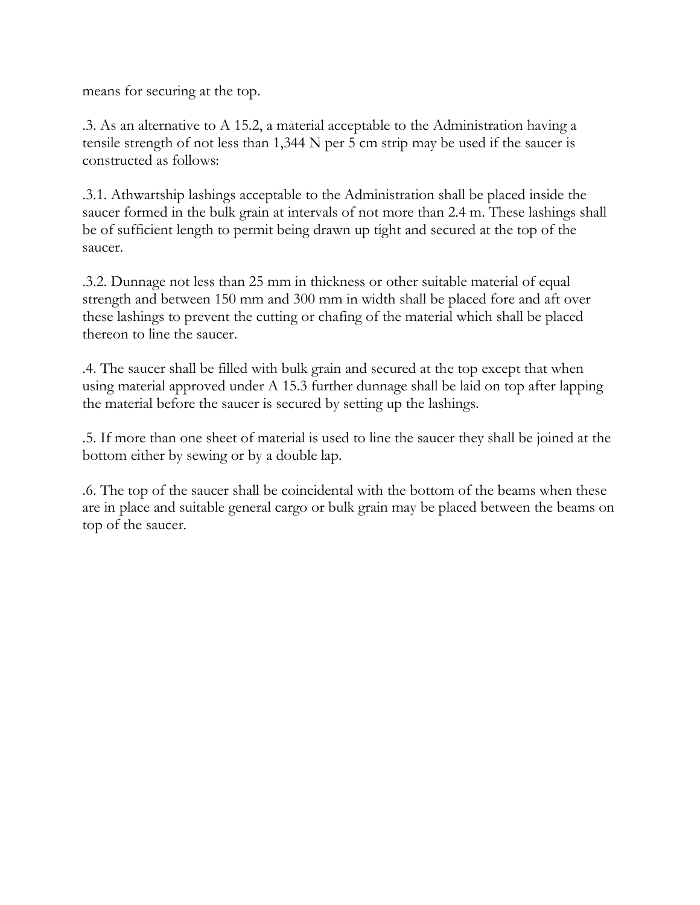means for securing at the top.

.3. As an alternative to A 15.2, a material acceptable to the Administration having a tensile strength of not less than 1,344 N per 5 cm strip may be used if the saucer is constructed as follows:

.3.1. Athwartship lashings acceptable to the Administration shall be placed inside the saucer formed in the bulk grain at intervals of not more than 2.4 m. These lashings shall be of sufficient length to permit being drawn up tight and secured at the top of the saucer.

.3.2. Dunnage not less than 25 mm in thickness or other suitable material of equal strength and between 150 mm and 300 mm in width shall be placed fore and aft over these lashings to prevent the cutting or chafing of the material which shall be placed thereon to line the saucer.

.4. The saucer shall be filled with bulk grain and secured at the top except that when using material approved under A 15.3 further dunnage shall be laid on top after lapping the material before the saucer is secured by setting up the lashings.

.5. If more than one sheet of material is used to line the saucer they shall be joined at the bottom either by sewing or by a double lap.

.6. The top of the saucer shall be coincidental with the bottom of the beams when these are in place and suitable general cargo or bulk grain may be placed between the beams on top of the saucer.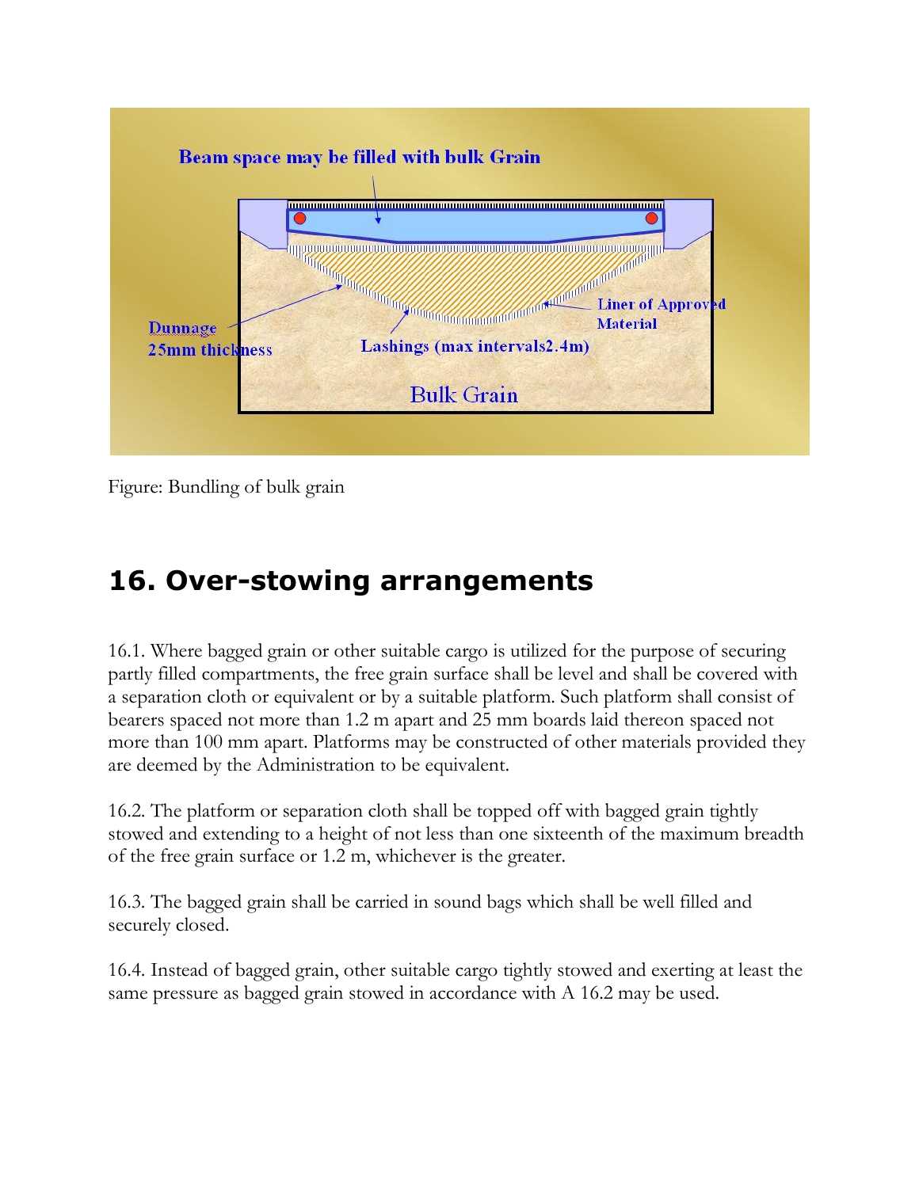Figure: Bundling of bulk grain

## 16. Over-stowing arrangements

16.1. Where bagged grain or other suitable cargo is utilized for the purpose of securing partly filled compartments, the free grain surface shall be level and shall be covered with a separation cloth or equivalent or by a suitable platform. Such platform shall consist of bearers spaced not more than 1.2 m apart and 25 mm boards laid thereon spaced not more than 100 mm apart. Platforms may be constructed of other materials provided they are deemed by the Administration to be equivalent.

16.2. The platform or separation cloth shall be topped off with bagged grain tightly stowed and extending to a height of not less than one sixteenth of the maximum breadth of the free grain surface or 1.2 m, whichever is the greater.

16.3. The bagged grain shall be carried in sound bags which shall be well filled and securely closed.

16.4. Instead of bagged grain, other suitable cargo tightly stowed and exerting at least the same pressure as bagged grain stowed in accordance with A 16.2 may be used.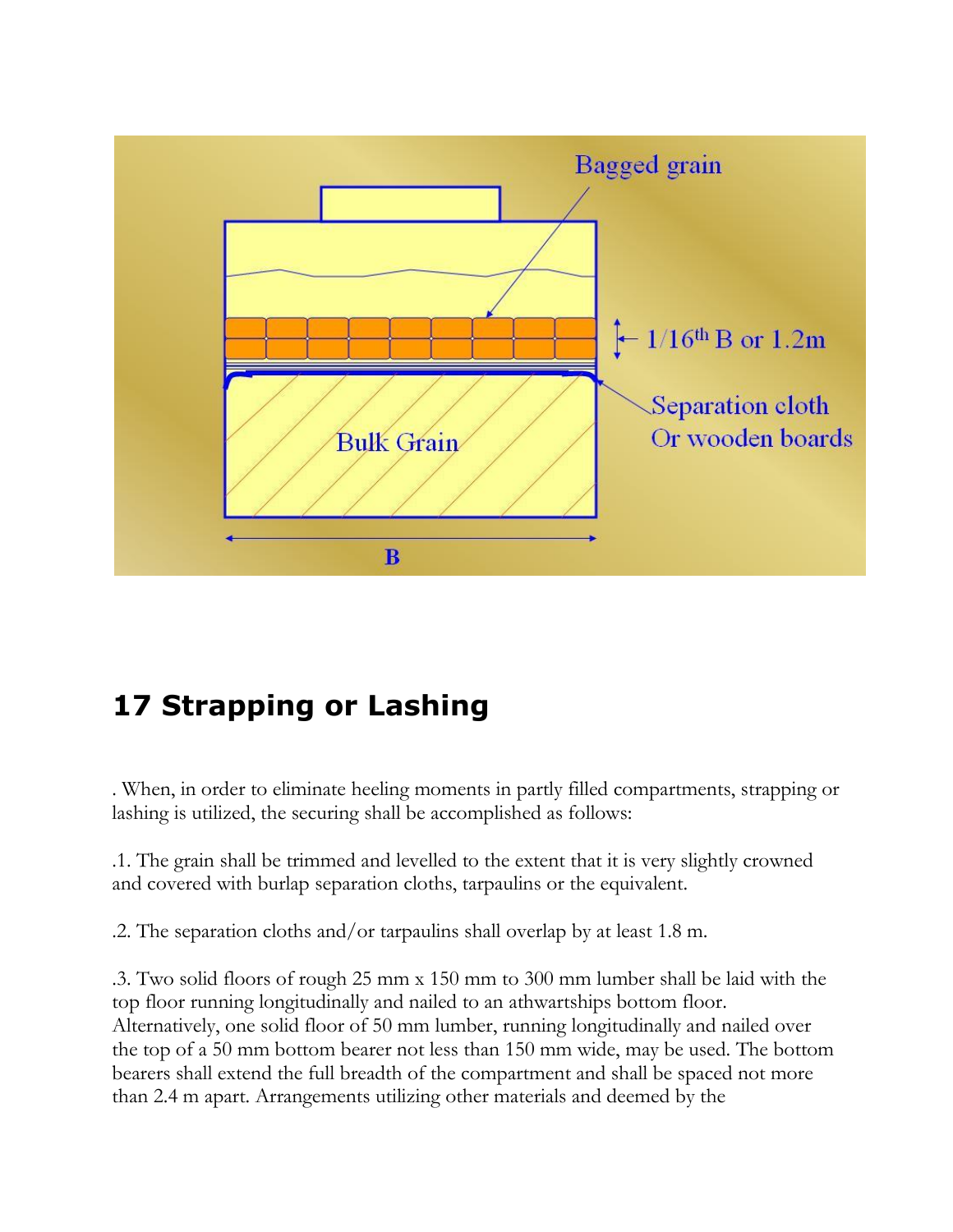## 17 Strapping or Lashing

. When, in order to eliminate heeling moments in partly filled compartments, strapping or lashing is utilized, the securing shall be accomplished as follows:

.1. The grain shall be trimmed and levelled to the extent that it is very slightly crowned and covered with burlap separation cloths, tarpaulins or the equivalent.

.2. The separation cloths and/or tarpaulins shall overlap by at least 1.8 m.

.3. Two solid floors of rough 25 mm x 150 mm to 300 mm lumber shall be laid with the top floor running longitudinally and nailed to an athwartships bottom floor. Alternatively, one solid floor of 50 mm lumber, running longitudinally and nailed over the top of a 50 mm bottom bearer not less than 150 mm wide, may be used. The bottom bearers shall extend the full breadth of the compartment and shall be spaced not more than 2.4 m apart. Arrangements utilizing other materials and deemed by the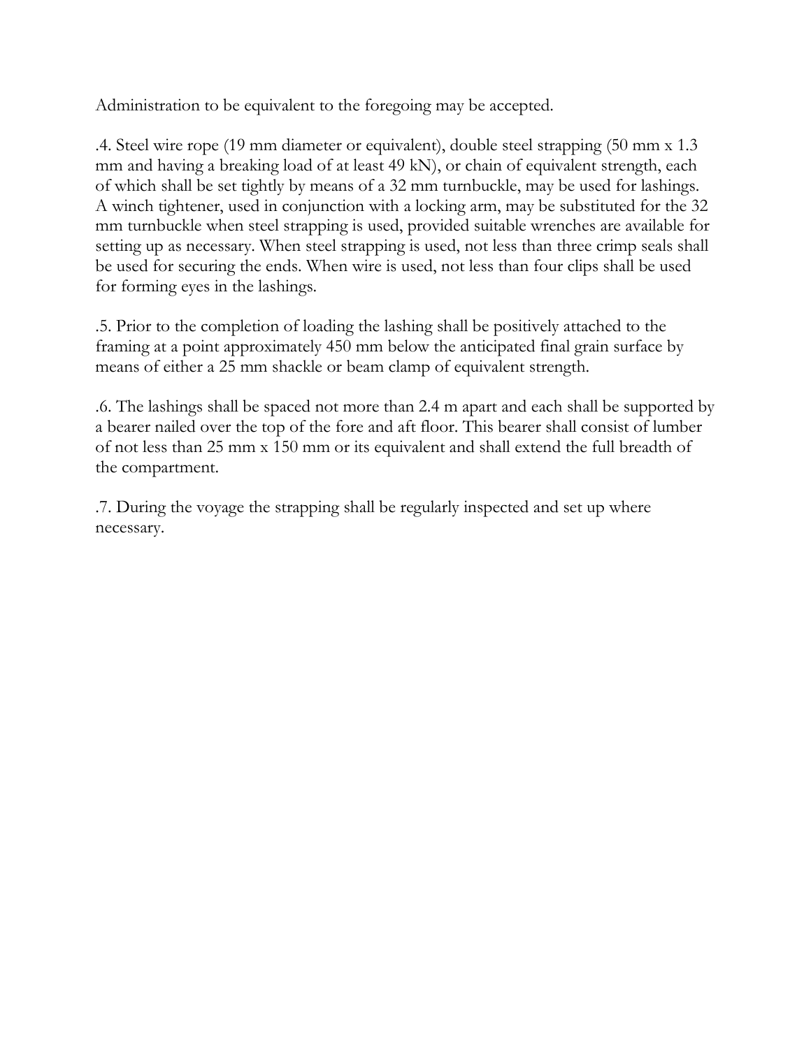Administration to be equivalent to the foregoing may be accepted.

.4. Steel wire rope (19 mm diameter or equivalent), double steel strapping (50 mm x 1.3 mm and having a breaking load of at least 49 kN), or chain of equivalent strength, each of which shall be set tightly by means of a 32 mm turnbuckle, may be used for lashings. A winch tightener, used in conjunction with a locking arm, may be substituted for the 32 mm turnbuckle when steel strapping is used, provided suitable wrenches are available for setting up as necessary. When steel strapping is used, not less than three crimp seals shall be used for securing the ends. When wire is used, not less than four clips shall be used for forming eyes in the lashings.

.5. Prior to the completion of loading the lashing shall be positively attached to the framing at a point approximately 450 mm below the anticipated final grain surface by means of either a 25 mm shackle or beam clamp of equivalent strength.

.6. The lashings shall be spaced not more than 2.4 m apart and each shall be supported by a bearer nailed over the top of the fore and aft floor. This bearer shall consist of lumber of not less than 25 mm x 150 mm or its equivalent and shall extend the full breadth of the compartment.

.7. During the voyage the strapping shall be regularly inspected and set up where necessary.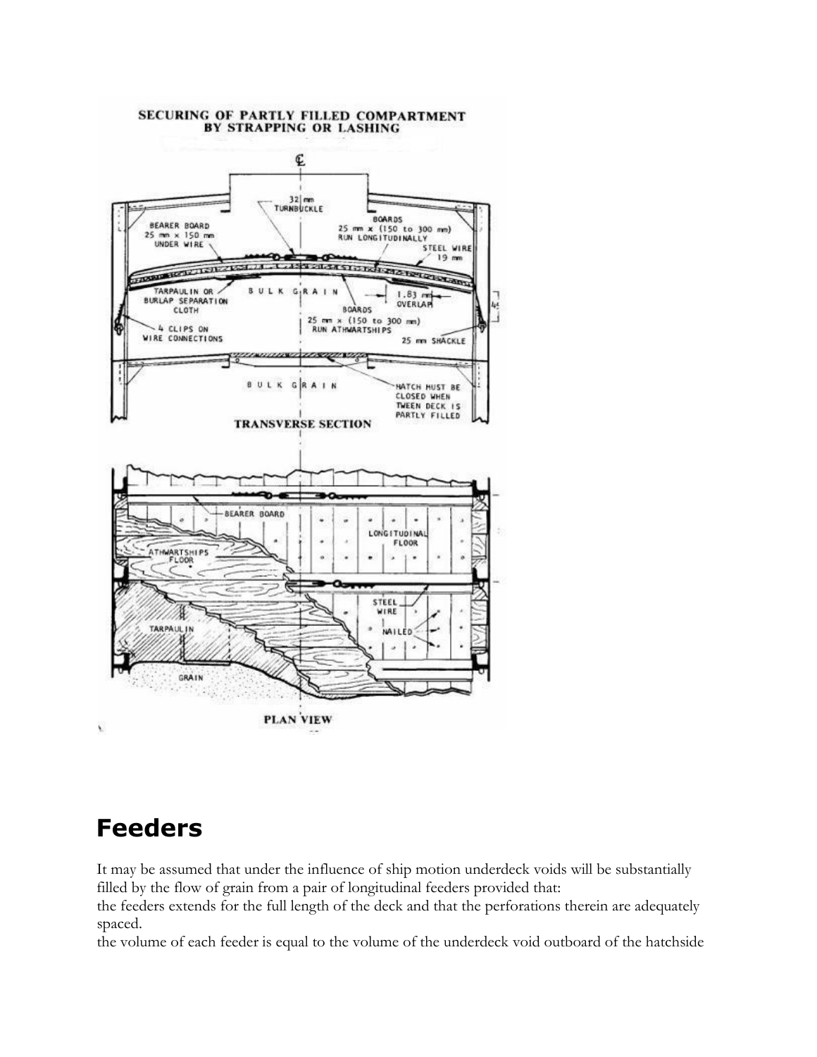**SECURING OF PARTLY FILLED COMPARTMENT BY STRAPPING OR LASHING**

**TRANSVERSE SECTION**

**PLAN VIEW**

## Feeders

It may be assumed that under the influence of ship motion underdeck voids will be substantially filled by the flow of grain from a pair of longitudinal feeders provided that:

the feeders extends for the full length of the deck and that the perforations therein are adequately spaced.

the volume of each feeder is equal to the volume of the underdeck void outboard of the hatchside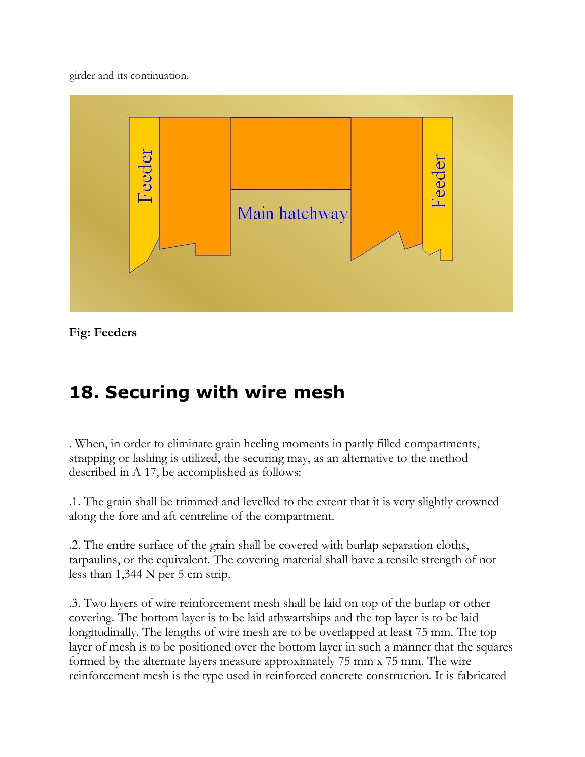girder and its continuation.

Fig: Feeders

## 18. Securing with wire mesh

. When, in order to eliminate grain heeling moments in partly filled compartments, strapping or lashing is utilized, the securing may, as an alternative to the method described in A 17, be accomplished as follows:

.1. The grain shall be trimmed and levelled to the extent that it is very slightly crowned along the fore and aft centreline of the compartment.

.2. The entire surface of the grain shall be covered with burlap separation cloths, tarpaulins, or the equivalent. The covering material shall have a tensile strength of not less than 1,344 N per 5 cm strip.

.3. Two layers of wire reinforcement mesh shall be laid on top of the burlap or other covering. The bottom layer is to be laid athwartships and the top layer is to be laid longitudinally. The lengths of wire mesh are to be overlapped at least 75 mm. The top layer of mesh is to be positioned over the bottom layer in such a manner that the squares formed by the alternate layers measure approximately 75 mm x 75 mm. The wire reinforcement mesh is the type used in reinforced concrete construction. It is fabricated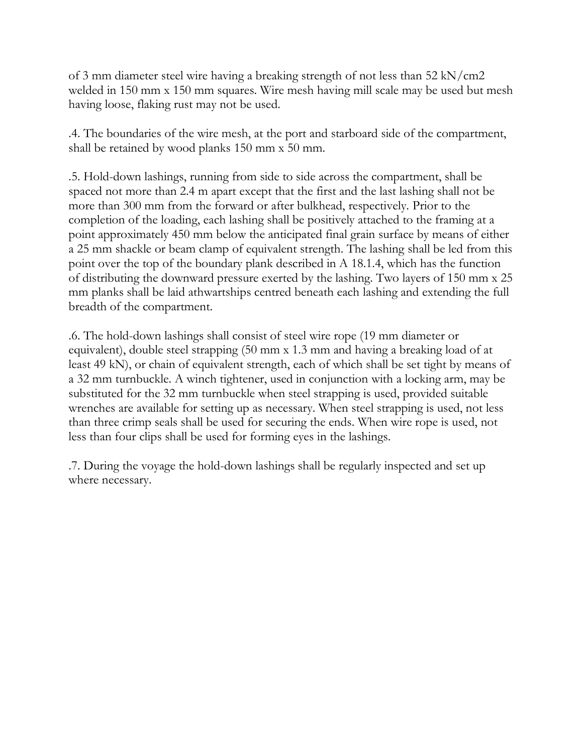of 3 mm diameter steel wire having a breaking strength of not less than 52 kN/cm2 welded in 150 mm x 150 mm squares. Wire mesh having mill scale may be used but mesh having loose, flaking rust may not be used.

.4. The boundaries of the wire mesh, at the port and starboard side of the compartment, shall be retained by wood planks 150 mm x 50 mm.

.5. Hold-down lashings, running from side to side across the compartment, shall be spaced not more than 2.4 m apart except that the first and the last lashing shall not be more than 300 mm from the forward or after bulkhead, respectively. Prior to the completion of the loading, each lashing shall be positively attached to the framing at a point approximately 450 mm below the anticipated final grain surface by means of either a 25 mm shackle or beam clamp of equivalent strength. The lashing shall be led from this point over the top of the boundary plank described in A 18.1.4, which has the function of distributing the downward pressure exerted by the lashing. Two layers of 150 mm x 25 mm planks shall be laid athwartships centred beneath each lashing and extending the full breadth of the compartment.

.6. The hold-down lashings shall consist of steel wire rope (19 mm diameter or equivalent), double steel strapping (50 mm x 1.3 mm and having a breaking load of at least 49 kN), or chain of equivalent strength, each of which shall be set tight by means of a 32 mm turnbuckle. A winch tightener, used in conjunction with a locking arm, may be substituted for the 32 mm turnbuckle when steel strapping is used, provided suitable wrenches are available for setting up as necessary. When steel strapping is used, not less than three crimp seals shall be used for securing the ends. When wire rope is used, not less than four clips shall be used for forming eyes in the lashings.

.7. During the voyage the hold-down lashings shall be regularly inspected and set up where necessary.